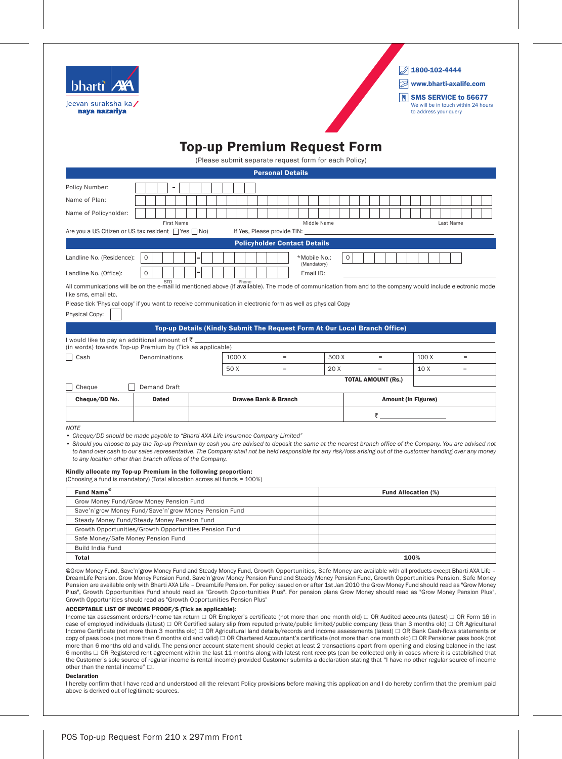bharti AXA

jeevan suraksha ka / naya nazariya

1800-102-4444

www.bharti-axalife.com

SMS SERVICE to 56677
We will be in touch within 24 hours to address your query

# Top-up Premium Request Form

(Please submit separate request form for each Policy)

## Personal Details

Policy Number: ☐☐☐ - ☐☐☐☐☐☐☐

Name of Plan:

Name of Policyholder:

First Name | Middle Name | Last Name

Are you a US Citizen or US tax resident ☐ Yes ☐ No) If Yes, Please provide TIN: ____________

## Policyholder Contact Details

Landline No. (Residence): 0 ☐☐☐☐ - ☐☐☐☐☐☐☐☐ *Mobile No.: (Mandatory) 0 ☐☐☐☐☐☐☐☐☐☐

Landline No. (Office): 0 ☐☐☐☐ - ☐☐☐☐☐☐☐☐ Email ID: ____________

STD Phone

All communications will be on the e-mail id mentioned above (if available). The mode of communication from and to the company would include electronic mode like sms, email etc.

Please tick 'Physical copy' if you want to receive communication in electronic form as well as physical Copy

Physical Copy: ☐

## Top-up Details (Kindly Submit The Request Form At Our Local Branch Office)

I would like to pay an additional amount of ₹ ____________
(in words) towards Top-up Premium by (Tick as applicable)

| ☐ Cash | Denominations | 1000 X | = | 500 X | = | 100 X | = |
|---|---|---|---|---|---|---|---|
| | | 50 X | = | 20 X | = | 10 X | = |
| | | | | TOTAL AMOUNT (Rs.) | | | |

☐ Cheque ☐ Demand Draft

| Cheque/DD No. | Dated | Drawee Bank & Branch | Amount (In Figures) |
|---|---|---|---|
| | | | ₹ ____________ |

*NOTE*

- *Cheque/DD should be made payable to "Bharti AXA Life Insurance Company Limited"*
- *Should you choose to pay the Top-up Premium by cash you are advised to deposit the same at the nearest branch office of the Company. You are advised not to hand over cash to our sales representative. The Company shall not be held responsible for any risk/loss arising out of the customer handing over any money to any location other than branch offices of the Company.*

**Kindly allocate my Top-up Premium in the following proportion:**
(Choosing a fund is mandatory) (Total allocation across all funds = 100%)

| Fund Name@ | Fund Allocation (%) |
|---|---|
| Grow Money Fund/Grow Money Pension Fund | |
| Save'n'grow Money Fund/Save'n'grow Money Pension Fund | |
| Steady Money Fund/Steady Money Pension Fund | |
| Growth Opportunities/Growth Opportunities Pension Fund | |
| Safe Money/Safe Money Pension Fund | |
| Build India Fund | |
| **Total** | **100%** |

@Grow Money Fund, Save'n'grow Money Fund and Steady Money Fund, Growth Opportunities, Safe Money are available with all products except Bharti AXA Life – DreamLife Pension. Grow Money Pension Fund, Save'n'grow Money Pension Fund and Steady Money Pension Fund, Growth Opportunities Pension, Safe Money Pension are available only with Bharti AXA Life – DreamLife Pension. For policy issued on or after 1st Jan 2010 the Grow Money Fund should read as "Grow Money Plus", Growth Opportunities Fund should read as "Growth Opportunities Plus". For pension plans Grow Money should read as "Grow Money Pension Plus", Growth Opportunities should read as "Growth Opportunities Pension Plus"

**ACCEPTABLE LIST OF INCOME PROOF/S (Tick as applicable):**

Income tax assessment orders/Income tax return ☐ OR Employer's certificate (not more than one month old) ☐ OR Audited accounts (latest) ☐ OR Form 16 in case of employed individuals (latest) ☐ OR Certified salary slip from reputed private/public limited/public company (less than 3 months old) ☐ OR Agricultural Income Certificate (not more than 3 months old) ☐ OR Agricultural land details/records and income assessments (latest) ☐ OR Bank Cash-flows statements or copy of pass book (not more than 6 months old and valid) ☐ OR Chartered Accountant's certificate (not more than one month old) ☐ OR Pensioner pass book (not more than 6 months old and valid). The pensioner account statement should depict at least 2 transactions apart from opening and closing balance in the last 6 months ☐ OR Registered rent agreement within the last 11 months along with latest rent receipts (can be collected only in cases where it is established that the Customer's sole source of regular income is rental income) provided Customer submits a declaration stating that "I have no other regular source of income other than the rental income" ☐.

**Declaration**

I hereby confirm that I have read and understood all the relevant Policy provisions before making this application and I do hereby confirm that the premium paid above is derived out of legitimate sources.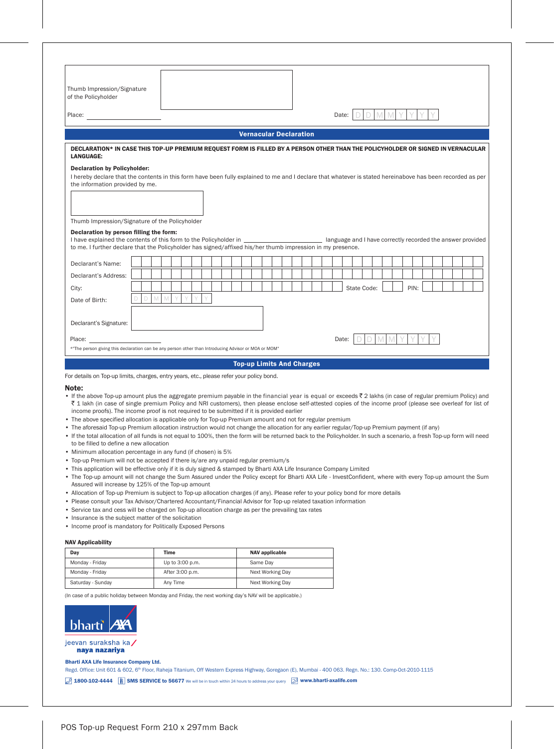Thumb Impression/Signature of the Policyholder

Place: ____________________

Date: D D M M Y Y Y Y

## Vernacular Declaration

**DECLARATION* IN CASE THIS TOP-UP PREMIUM REQUEST FORM IS FILLED BY A PERSON OTHER THAN THE POLICYHOLDER OR SIGNED IN VERNACULAR LANGUAGE:**

**Declaration by Policyholder:**

I hereby declare that the contents in this form have been fully explained to me and I declare that whatever is stated hereinabove has been recorded as per the information provided by me.

Thumb Impression/Signature of the Policyholder

**Declaration by person filling the form:**

I have explained the contents of this form to the Policyholder in ____________________ language and I have correctly recorded the answer provided to me. I further declare that the Policyholder has signed/affixed his/her thumb impression in my presence.

Declarant's Name:

Declarant's Address:

City: State Code: PIN:

Date of Birth: D D M M Y Y Y Y

Declarant's Signature:

Place: ____________________

Date: D D M M Y Y Y Y

*"The person giving this declaration can be any person other than Introducing Advisor or MOA or MOM"

## Top-up Limits And Charges

For details on Top-up limits, charges, entry years, etc., please refer your policy bond.

### Note:

- If the above Top-up amount plus the aggregate premium payable in the financial year is equal or exceeds ₹ 2 lakhs (in case of regular premium Policy) and ₹ 1 lakh (in case of single premium Policy and NRI customers), then please enclose self-attested copies of the income proof (please see overleaf for list of income proofs). The income proof is not required to be submitted if it is provided earlier
- The above specified allocation is applicable only for Top-up Premium amount and not for regular premium
- The aforesaid Top-up Premium allocation instruction would not change the allocation for any earlier regular/Top-up Premium payment (if any)
- If the total allocation of all funds is not equal to 100%, then the form will be returned back to the Policyholder. In such a scenario, a fresh Top-up form will need to be filled to define a new allocation
- Minimum allocation percentage in any fund (if chosen) is 5%
- Top-up Premium will not be accepted if there is/are any unpaid regular premium/s
- This application will be effective only if it is duly signed & stamped by Bharti AXA Life Insurance Company Limited
- The Top-up amount will not change the Sum Assured under the Policy except for Bharti AXA Life - InvestConfident, where with every Top-up amount the Sum Assured will increase by 125% of the Top-up amount
- Allocation of Top-up Premium is subject to Top-up allocation charges (if any). Please refer to your policy bond for more details
- Please consult your Tax Advisor/Chartered Accountant/Financial Advisor for Top-up related taxation information
- Service tax and cess will be charged on Top-up allocation charge as per the prevailing tax rates
- Insurance is the subject matter of the solicitation
- Income proof is mandatory for Politically Exposed Persons

### NAV Applicability

| Day | Time | NAV applicable |
|---|---|---|
| Monday - Friday | Up to 3:00 p.m. | Same Day |
| Monday - Friday | After 3:00 p.m. | Next Working Day |
| Saturday - Sunday | Any Time | Next Working Day |

(In case of a public holiday between Monday and Friday, the next working day's NAV will be applicable.)

bharti AXA

jeevan suraksha ka **naya nazariya**

**Bharti AXA Life Insurance Company Ltd.**

Regd. Office: Unit 601 & 602, 6th Floor, Raheja Titanium, Off Western Express Highway, Goregaon (E), Mumbai - 400 063. Regn. No.: 130. Comp-Oct-2010-1115

**1800-102-4444** **SMS SERVICE to 56677** We will be in touch within 24 hours to address your query **www.bharti-axalife.com**

POS Top-up Request Form 210 x 297mm Back